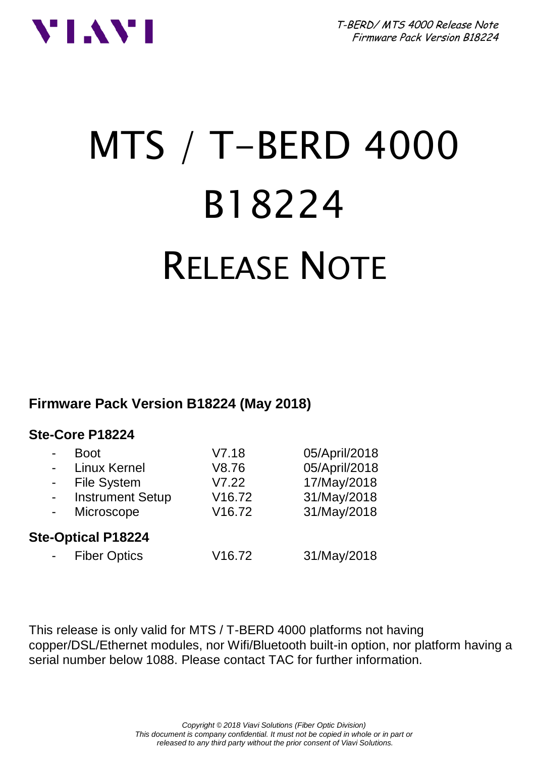# MTS / T-BERD 4000

# B18224

# RELEASE NOTE

**Firmware Pack Version B18224 (May 2018)**

### Ste-Core P18224

| Component | Version | Date |
| --- | --- | --- |
| Boot | V7.18 | 05/April/2018 |
| Linux Kernel | V8.76 | 05/April/2018 |
| File System | V7.22 | 17/May/2018 |
| Instrument Setup | V16.72 | 31/May/2018 |
| Microscope | V16.72 | 31/May/2018 |

### Ste-Optical P18224

| Component | Version | Date |
| --- | --- | --- |
| Fiber Optics | V16.72 | 31/May/2018 |

This release is only valid for MTS / T-BERD 4000 platforms not having copper/DSL/Ethernet modules, nor Wifi/Bluetooth built-in option, nor platform having a serial number below 1088. Please contact TAC for further information.

*Copyright © 2018 Viavi Solutions (Fiber Optic Division)*
*This document is company confidential. It must not be copied in whole or in part or released to any third party without the prior consent of Viavi Solutions.*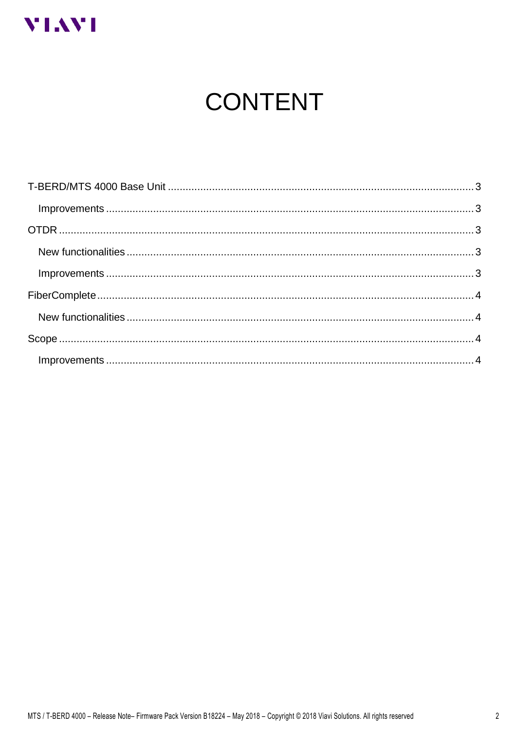# CONTENT

T-BERD/MTS 4000 Base Unit ........................................................................................................ 3

- Improvements ........................................................................................................................ 3

OTDR ........................................................................................................................................ 3

- New functionalities .................................................................................................................. 3
- Improvements ........................................................................................................................ 3

FiberComplete ............................................................................................................................ 4

- New functionalities .................................................................................................................. 4

Scope ......................................................................................................................................... 4

- Improvements ........................................................................................................................ 4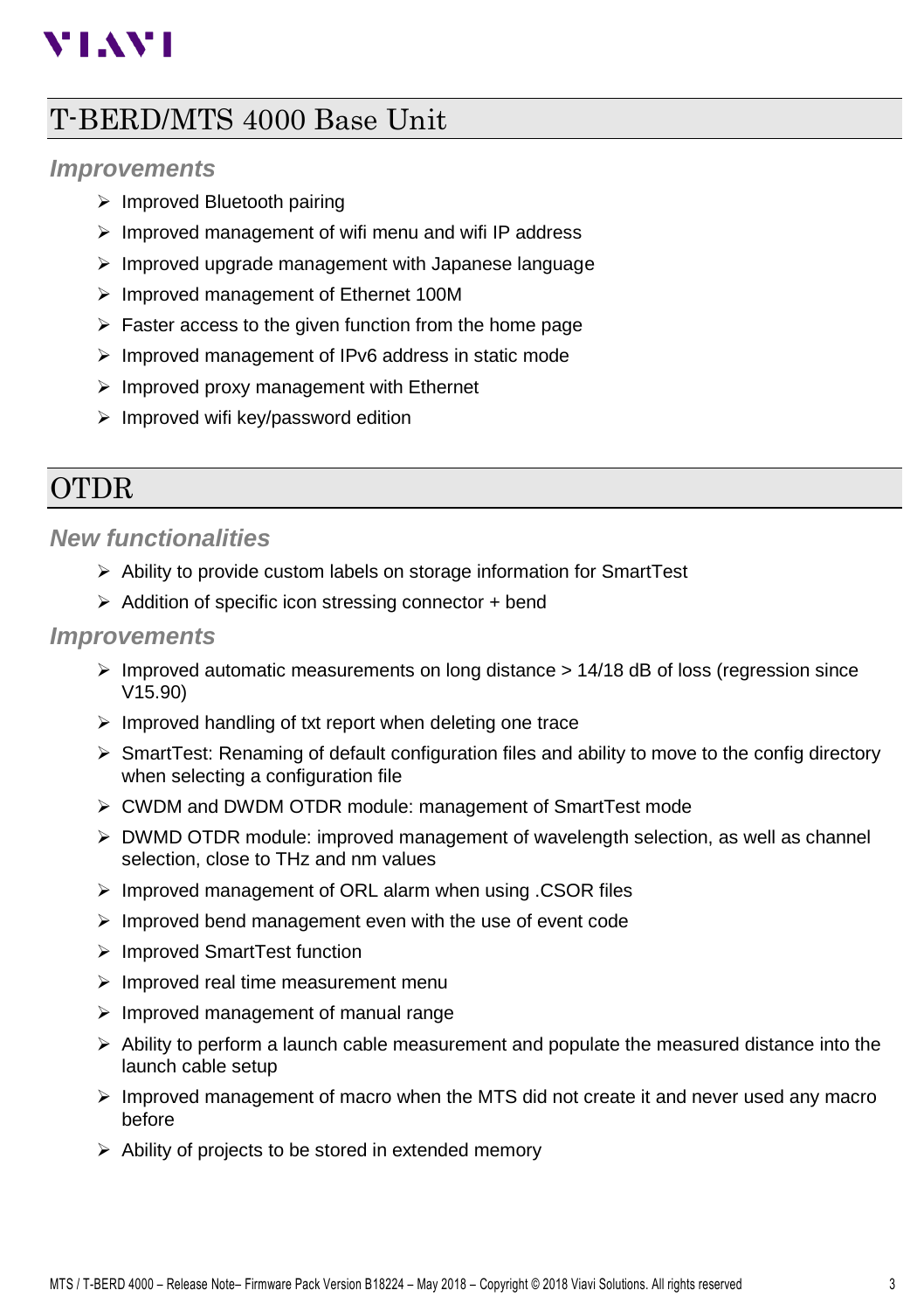## T-BERD/MTS 4000 Base Unit

### *Improvements*

- Improved Bluetooth pairing
- Improved management of wifi menu and wifi IP address
- Improved upgrade management with Japanese language
- Improved management of Ethernet 100M
- Faster access to the given function from the home page
- Improved management of IPv6 address in static mode
- Improved proxy management with Ethernet
- Improved wifi key/password edition

## OTDR

### *New functionalities*

- Ability to provide custom labels on storage information for SmartTest
- Addition of specific icon stressing connector + bend

### *Improvements*

- Improved automatic measurements on long distance > 14/18 dB of loss (regression since V15.90)
- Improved handling of txt report when deleting one trace
- SmartTest: Renaming of default configuration files and ability to move to the config directory when selecting a configuration file
- CWDM and DWDM OTDR module: management of SmartTest mode
- DWMD OTDR module: improved management of wavelength selection, as well as channel selection, close to THz and nm values
- Improved management of ORL alarm when using .CSOR files
- Improved bend management even with the use of event code
- Improved SmartTest function
- Improved real time measurement menu
- Improved management of manual range
- Ability to perform a launch cable measurement and populate the measured distance into the launch cable setup
- Improved management of macro when the MTS did not create it and never used any macro before
- Ability of projects to be stored in extended memory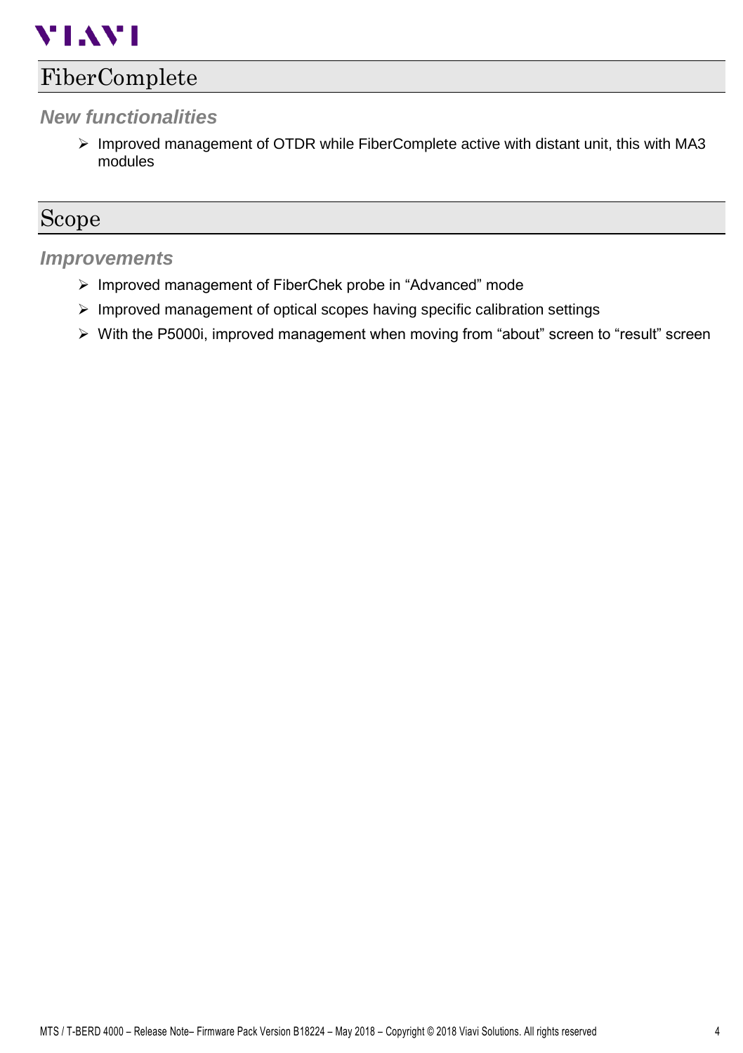## FiberComplete

### *New functionalities*

- Improved management of OTDR while FiberComplete active with distant unit, this with MA3 modules

## Scope

### *Improvements*

- Improved management of FiberChek probe in "Advanced" mode
- Improved management of optical scopes having specific calibration settings
- With the P5000i, improved management when moving from "about" screen to "result" screen